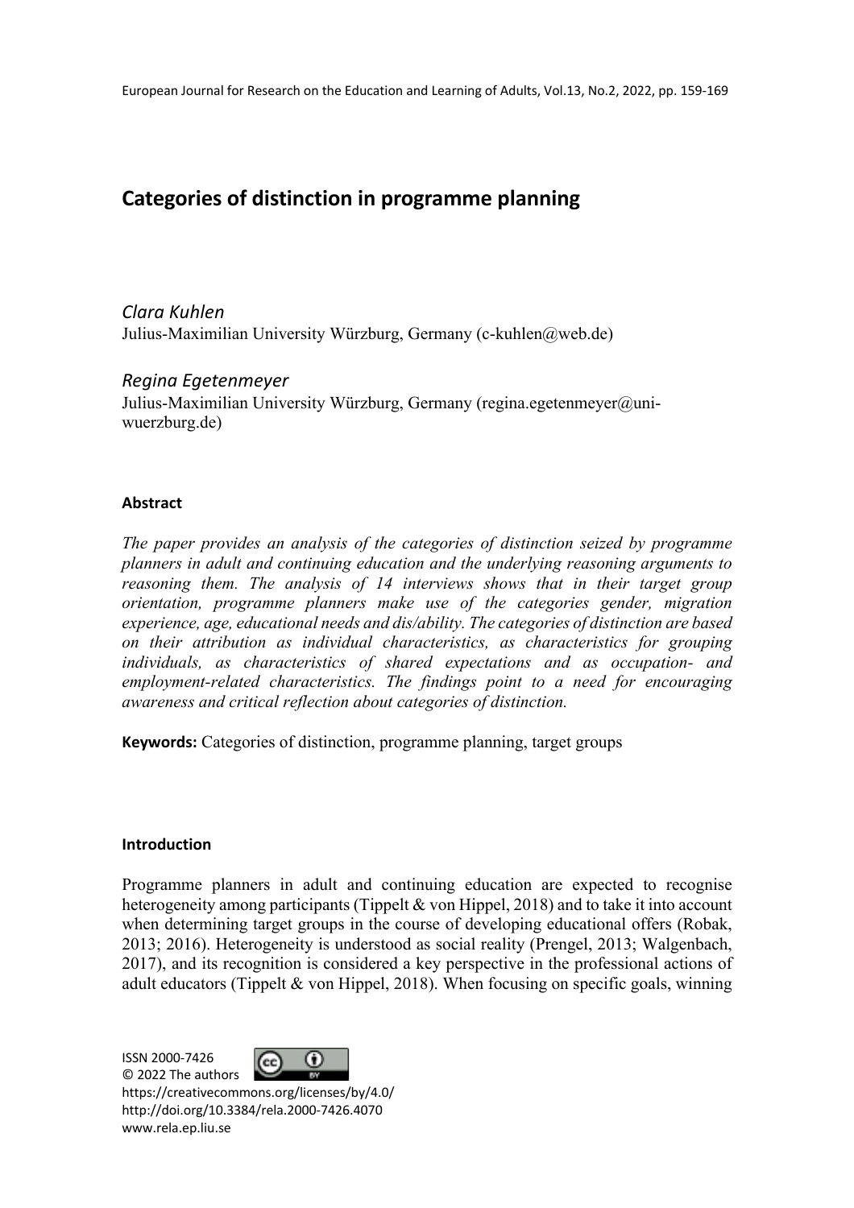# Categories of distinction in programme planning

*Clara Kuhlen*
Julius-Maximilian University Würzburg, Germany (c-kuhlen@web.de)

*Regina Egetenmeyer*
Julius-Maximilian University Würzburg, Germany (regina.egetenmeyer@uni-wuerzburg.de)

**Abstract**

*The paper provides an analysis of the categories of distinction seized by programme planners in adult and continuing education and the underlying reasoning arguments to reasoning them. The analysis of 14 interviews shows that in their target group orientation, programme planners make use of the categories gender, migration experience, age, educational needs and dis/ability. The categories of distinction are based on their attribution as individual characteristics, as characteristics for grouping individuals, as characteristics of shared expectations and as occupation- and employment-related characteristics. The findings point to a need for encouraging awareness and critical reflection about categories of distinction.*

**Keywords:** Categories of distinction, programme planning, target groups

**Introduction**

Programme planners in adult and continuing education are expected to recognise heterogeneity among participants (Tippelt & von Hippel, 2018) and to take it into account when determining target groups in the course of developing educational offers (Robak, 2013; 2016). Heterogeneity is understood as social reality (Prengel, 2013; Walgenbach, 2017), and its recognition is considered a key perspective in the professional actions of adult educators (Tippelt & von Hippel, 2018). When focusing on specific goals, winning

ISSN 2000-7426
© 2022 The authors
https://creativecommons.org/licenses/by/4.0/
http://doi.org/10.3384/rela.2000-7426.4070
www.rela.ep.liu.se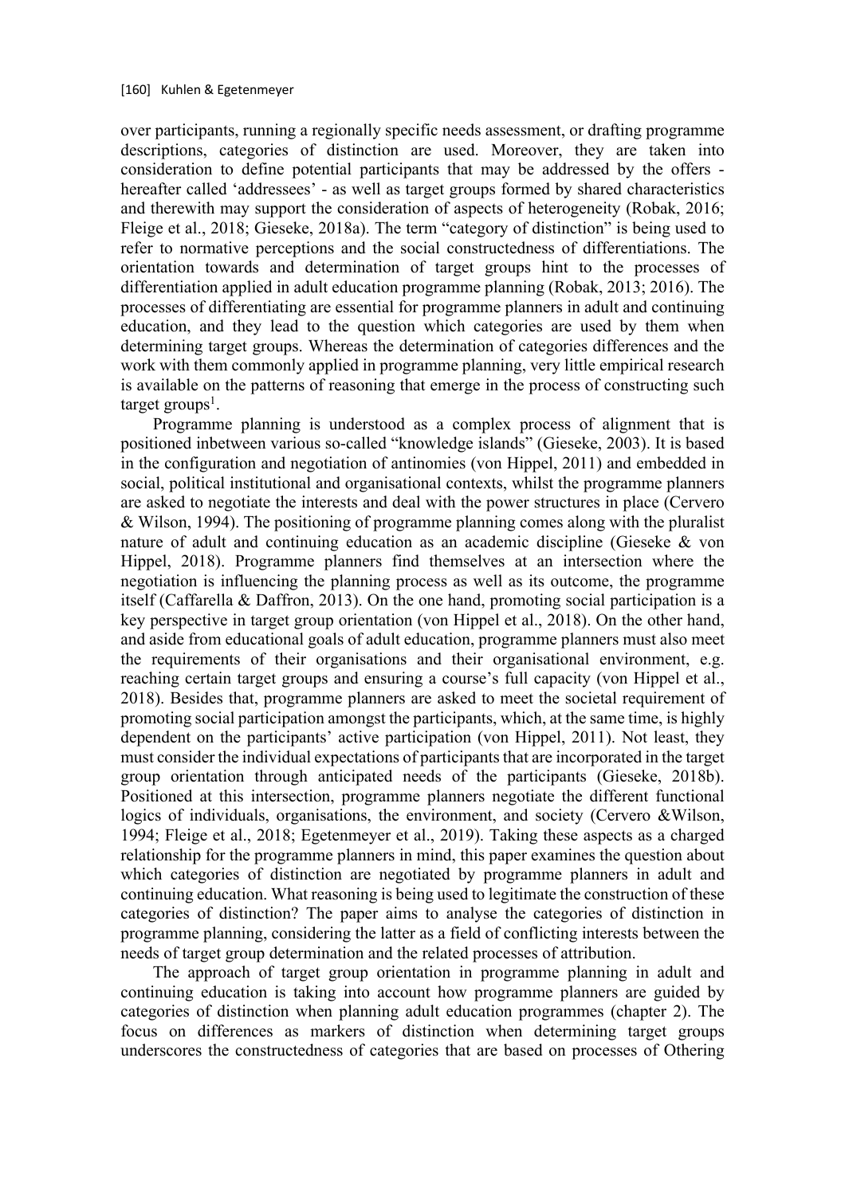over participants, running a regionally specific needs assessment, or drafting programme descriptions, categories of distinction are used. Moreover, they are taken into consideration to define potential participants that may be addressed by the offers - hereafter called 'addressees' - as well as target groups formed by shared characteristics and therewith may support the consideration of aspects of heterogeneity (Robak, 2016; Fleige et al., 2018; Gieseke, 2018a). The term "category of distinction" is being used to refer to normative perceptions and the social constructedness of differentiations. The orientation towards and determination of target groups hint to the processes of differentiation applied in adult education programme planning (Robak, 2013; 2016). The processes of differentiating are essential for programme planners in adult and continuing education, and they lead to the question which categories are used by them when determining target groups. Whereas the determination of categories differences and the work with them commonly applied in programme planning, very little empirical research is available on the patterns of reasoning that emerge in the process of constructing such target groups[1].

Programme planning is understood as a complex process of alignment that is positioned inbetween various so-called "knowledge islands" (Gieseke, 2003). It is based in the configuration and negotiation of antinomies (von Hippel, 2011) and embedded in social, political institutional and organisational contexts, whilst the programme planners are asked to negotiate the interests and deal with the power structures in place (Cervero & Wilson, 1994). The positioning of programme planning comes along with the pluralist nature of adult and continuing education as an academic discipline (Gieseke & von Hippel, 2018). Programme planners find themselves at an intersection where the negotiation is influencing the planning process as well as its outcome, the programme itself (Caffarella & Daffron, 2013). On the one hand, promoting social participation is a key perspective in target group orientation (von Hippel et al., 2018). On the other hand, and aside from educational goals of adult education, programme planners must also meet the requirements of their organisations and their organisational environment, e.g. reaching certain target groups and ensuring a course's full capacity (von Hippel et al., 2018). Besides that, programme planners are asked to meet the societal requirement of promoting social participation amongst the participants, which, at the same time, is highly dependent on the participants' active participation (von Hippel, 2011). Not least, they must consider the individual expectations of participants that are incorporated in the target group orientation through anticipated needs of the participants (Gieseke, 2018b). Positioned at this intersection, programme planners negotiate the different functional logics of individuals, organisations, the environment, and society (Cervero &Wilson, 1994; Fleige et al., 2018; Egetenmeyer et al., 2019). Taking these aspects as a charged relationship for the programme planners in mind, this paper examines the question about which categories of distinction are negotiated by programme planners in adult and continuing education. What reasoning is being used to legitimate the construction of these categories of distinction? The paper aims to analyse the categories of distinction in programme planning, considering the latter as a field of conflicting interests between the needs of target group determination and the related processes of attribution.

The approach of target group orientation in programme planning in adult and continuing education is taking into account how programme planners are guided by categories of distinction when planning adult education programmes (chapter 2). The focus on differences as markers of distinction when determining target groups underscores the constructedness of categories that are based on processes of Othering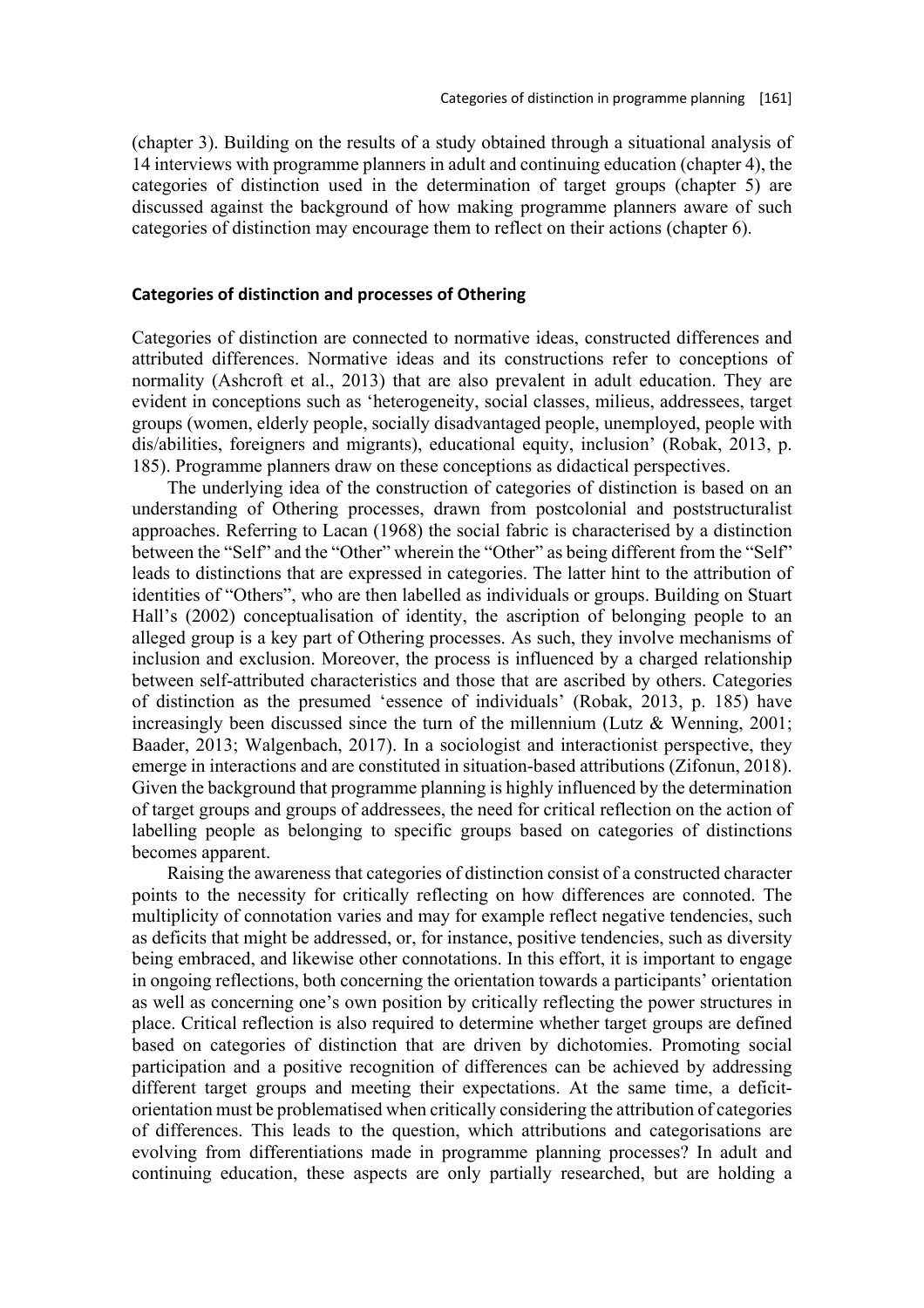(chapter 3). Building on the results of a study obtained through a situational analysis of 14 interviews with programme planners in adult and continuing education (chapter 4), the categories of distinction used in the determination of target groups (chapter 5) are discussed against the background of how making programme planners aware of such categories of distinction may encourage them to reflect on their actions (chapter 6).

## Categories of distinction and processes of Othering

Categories of distinction are connected to normative ideas, constructed differences and attributed differences. Normative ideas and its constructions refer to conceptions of normality (Ashcroft et al., 2013) that are also prevalent in adult education. They are evident in conceptions such as 'heterogeneity, social classes, milieus, addressees, target groups (women, elderly people, socially disadvantaged people, unemployed, people with dis/abilities, foreigners and migrants), educational equity, inclusion' (Robak, 2013, p. 185). Programme planners draw on these conceptions as didactical perspectives.

The underlying idea of the construction of categories of distinction is based on an understanding of Othering processes, drawn from postcolonial and poststructuralist approaches. Referring to Lacan (1968) the social fabric is characterised by a distinction between the "Self" and the "Other" wherein the "Other" as being different from the "Self" leads to distinctions that are expressed in categories. The latter hint to the attribution of identities of "Others", who are then labelled as individuals or groups. Building on Stuart Hall's (2002) conceptualisation of identity, the ascription of belonging people to an alleged group is a key part of Othering processes. As such, they involve mechanisms of inclusion and exclusion. Moreover, the process is influenced by a charged relationship between self-attributed characteristics and those that are ascribed by others. Categories of distinction as the presumed 'essence of individuals' (Robak, 2013, p. 185) have increasingly been discussed since the turn of the millennium (Lutz & Wenning, 2001; Baader, 2013; Walgenbach, 2017). In a sociologist and interactionist perspective, they emerge in interactions and are constituted in situation-based attributions (Zifonun, 2018). Given the background that programme planning is highly influenced by the determination of target groups and groups of addressees, the need for critical reflection on the action of labelling people as belonging to specific groups based on categories of distinctions becomes apparent.

Raising the awareness that categories of distinction consist of a constructed character points to the necessity for critically reflecting on how differences are connoted. The multiplicity of connotation varies and may for example reflect negative tendencies, such as deficits that might be addressed, or, for instance, positive tendencies, such as diversity being embraced, and likewise other connotations. In this effort, it is important to engage in ongoing reflections, both concerning the orientation towards a participants' orientation as well as concerning one's own position by critically reflecting the power structures in place. Critical reflection is also required to determine whether target groups are defined based on categories of distinction that are driven by dichotomies. Promoting social participation and a positive recognition of differences can be achieved by addressing different target groups and meeting their expectations. At the same time, a deficit-orientation must be problematised when critically considering the attribution of categories of differences. This leads to the question, which attributions and categorisations are evolving from differentiations made in programme planning processes? In adult and continuing education, these aspects are only partially researched, but are holding a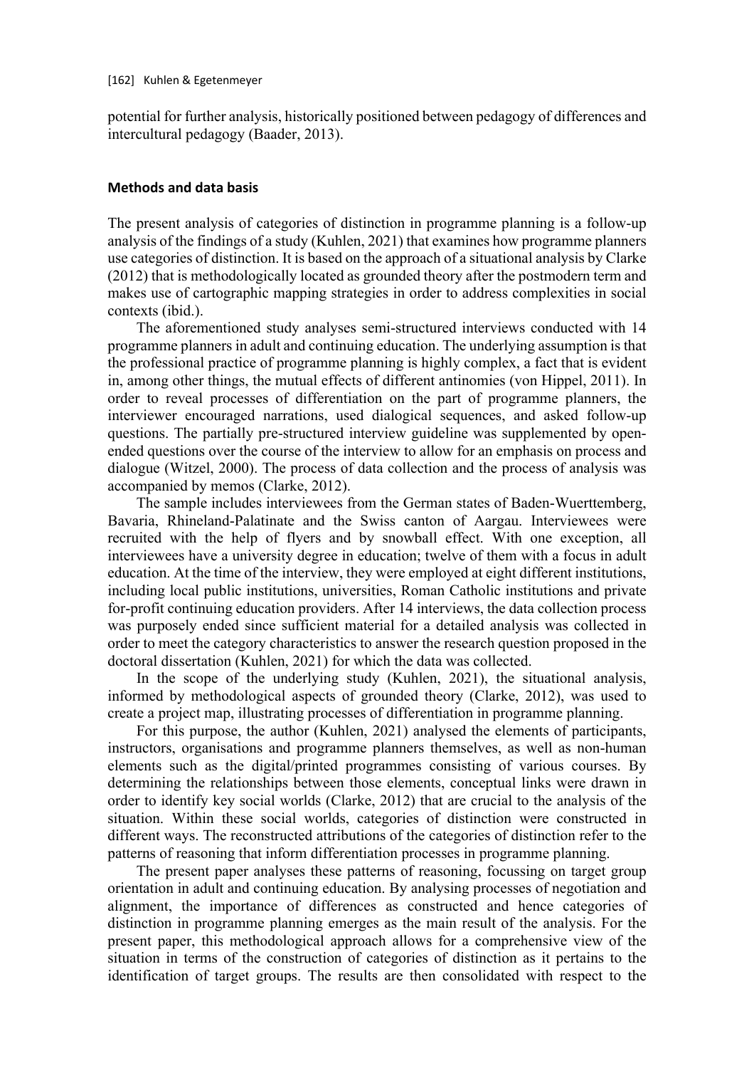potential for further analysis, historically positioned between pedagogy of differences and intercultural pedagogy (Baader, 2013).

## Methods and data basis

The present analysis of categories of distinction in programme planning is a follow-up analysis of the findings of a study (Kuhlen, 2021) that examines how programme planners use categories of distinction. It is based on the approach of a situational analysis by Clarke (2012) that is methodologically located as grounded theory after the postmodern term and makes use of cartographic mapping strategies in order to address complexities in social contexts (ibid.).

The aforementioned study analyses semi-structured interviews conducted with 14 programme planners in adult and continuing education. The underlying assumption is that the professional practice of programme planning is highly complex, a fact that is evident in, among other things, the mutual effects of different antinomies (von Hippel, 2011). In order to reveal processes of differentiation on the part of programme planners, the interviewer encouraged narrations, used dialogical sequences, and asked follow-up questions. The partially pre-structured interview guideline was supplemented by open-ended questions over the course of the interview to allow for an emphasis on process and dialogue (Witzel, 2000). The process of data collection and the process of analysis was accompanied by memos (Clarke, 2012).

The sample includes interviewees from the German states of Baden-Wuerttemberg, Bavaria, Rhineland-Palatinate and the Swiss canton of Aargau. Interviewees were recruited with the help of flyers and by snowball effect. With one exception, all interviewees have a university degree in education; twelve of them with a focus in adult education. At the time of the interview, they were employed at eight different institutions, including local public institutions, universities, Roman Catholic institutions and private for-profit continuing education providers. After 14 interviews, the data collection process was purposely ended since sufficient material for a detailed analysis was collected in order to meet the category characteristics to answer the research question proposed in the doctoral dissertation (Kuhlen, 2021) for which the data was collected.

In the scope of the underlying study (Kuhlen, 2021), the situational analysis, informed by methodological aspects of grounded theory (Clarke, 2012), was used to create a project map, illustrating processes of differentiation in programme planning.

For this purpose, the author (Kuhlen, 2021) analysed the elements of participants, instructors, organisations and programme planners themselves, as well as non-human elements such as the digital/printed programmes consisting of various courses. By determining the relationships between those elements, conceptual links were drawn in order to identify key social worlds (Clarke, 2012) that are crucial to the analysis of the situation. Within these social worlds, categories of distinction were constructed in different ways. The reconstructed attributions of the categories of distinction refer to the patterns of reasoning that inform differentiation processes in programme planning.

The present paper analyses these patterns of reasoning, focussing on target group orientation in adult and continuing education. By analysing processes of negotiation and alignment, the importance of differences as constructed and hence categories of distinction in programme planning emerges as the main result of the analysis. For the present paper, this methodological approach allows for a comprehensive view of the situation in terms of the construction of categories of distinction as it pertains to the identification of target groups. The results are then consolidated with respect to the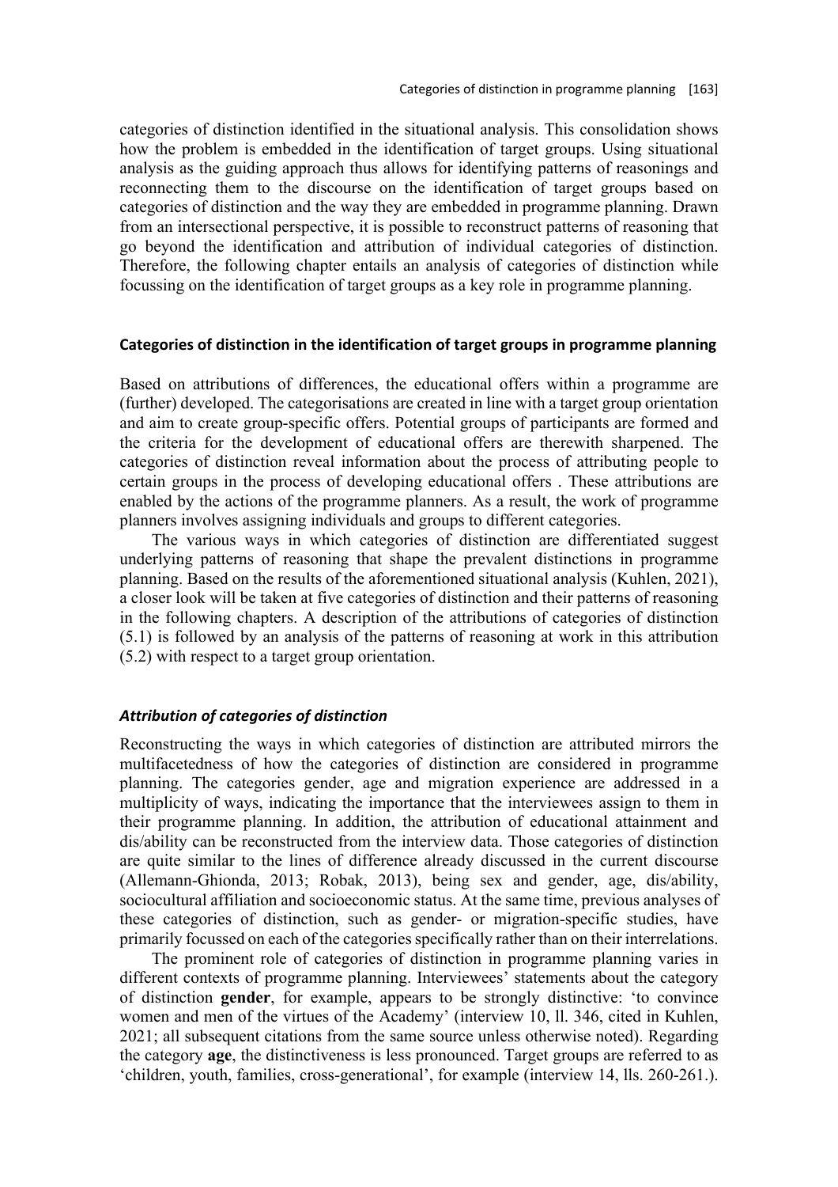categories of distinction identified in the situational analysis. This consolidation shows how the problem is embedded in the identification of target groups. Using situational analysis as the guiding approach thus allows for identifying patterns of reasonings and reconnecting them to the discourse on the identification of target groups based on categories of distinction and the way they are embedded in programme planning. Drawn from an intersectional perspective, it is possible to reconstruct patterns of reasoning that go beyond the identification and attribution of individual categories of distinction. Therefore, the following chapter entails an analysis of categories of distinction while focussing on the identification of target groups as a key role in programme planning.

## Categories of distinction in the identification of target groups in programme planning

Based on attributions of differences, the educational offers within a programme are (further) developed. The categorisations are created in line with a target group orientation and aim to create group-specific offers. Potential groups of participants are formed and the criteria for the development of educational offers are therewith sharpened. The categories of distinction reveal information about the process of attributing people to certain groups in the process of developing educational offers . These attributions are enabled by the actions of the programme planners. As a result, the work of programme planners involves assigning individuals and groups to different categories.

The various ways in which categories of distinction are differentiated suggest underlying patterns of reasoning that shape the prevalent distinctions in programme planning. Based on the results of the aforementioned situational analysis (Kuhlen, 2021), a closer look will be taken at five categories of distinction and their patterns of reasoning in the following chapters. A description of the attributions of categories of distinction (5.1) is followed by an analysis of the patterns of reasoning at work in this attribution (5.2) with respect to a target group orientation.

### *Attribution of categories of distinction*

Reconstructing the ways in which categories of distinction are attributed mirrors the multifacetedness of how the categories of distinction are considered in programme planning. The categories gender, age and migration experience are addressed in a multiplicity of ways, indicating the importance that the interviewees assign to them in their programme planning. In addition, the attribution of educational attainment and dis/ability can be reconstructed from the interview data. Those categories of distinction are quite similar to the lines of difference already discussed in the current discourse (Allemann-Ghionda, 2013; Robak, 2013), being sex and gender, age, dis/ability, sociocultural affiliation and socioeconomic status. At the same time, previous analyses of these categories of distinction, such as gender- or migration-specific studies, have primarily focussed on each of the categories specifically rather than on their interrelations.

The prominent role of categories of distinction in programme planning varies in different contexts of programme planning. Interviewees' statements about the category of distinction **gender**, for example, appears to be strongly distinctive: 'to convince women and men of the virtues of the Academy' (interview 10, ll. 346, cited in Kuhlen, 2021; all subsequent citations from the same source unless otherwise noted). Regarding the category **age**, the distinctiveness is less pronounced. Target groups are referred to as 'children, youth, families, cross-generational', for example (interview 14, lls. 260-261.).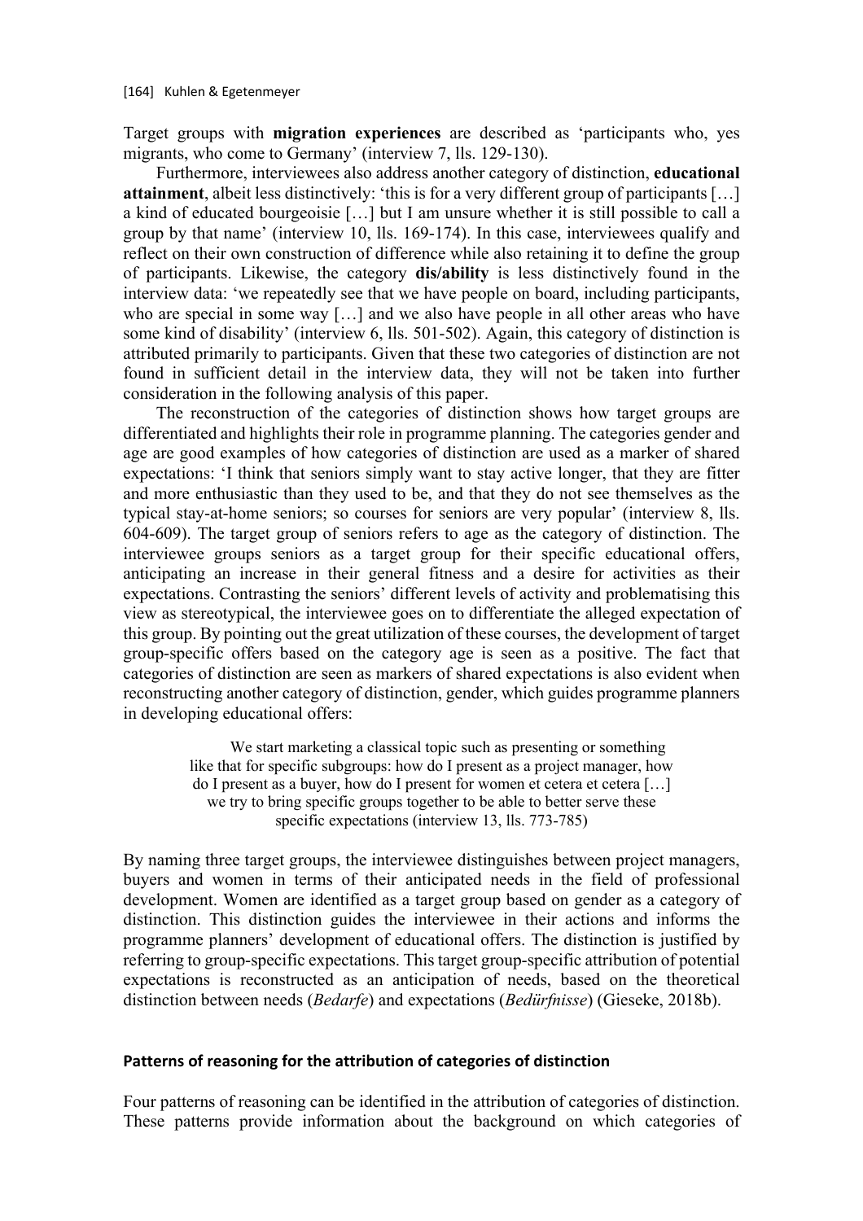Target groups with **migration experiences** are described as 'participants who, yes migrants, who come to Germany' (interview 7, lls. 129-130).

Furthermore, interviewees also address another category of distinction, **educational attainment**, albeit less distinctively: 'this is for a very different group of participants […] a kind of educated bourgeoisie […] but I am unsure whether it is still possible to call a group by that name' (interview 10, lls. 169-174). In this case, interviewees qualify and reflect on their own construction of difference while also retaining it to define the group of participants. Likewise, the category **dis/ability** is less distinctively found in the interview data: 'we repeatedly see that we have people on board, including participants, who are special in some way […] and we also have people in all other areas who have some kind of disability' (interview 6, lls. 501-502). Again, this category of distinction is attributed primarily to participants. Given that these two categories of distinction are not found in sufficient detail in the interview data, they will not be taken into further consideration in the following analysis of this paper.

The reconstruction of the categories of distinction shows how target groups are differentiated and highlights their role in programme planning. The categories gender and age are good examples of how categories of distinction are used as a marker of shared expectations: 'I think that seniors simply want to stay active longer, that they are fitter and more enthusiastic than they used to be, and that they do not see themselves as the typical stay-at-home seniors; so courses for seniors are very popular' (interview 8, lls. 604-609). The target group of seniors refers to age as the category of distinction. The interviewee groups seniors as a target group for their specific educational offers, anticipating an increase in their general fitness and a desire for activities as their expectations. Contrasting the seniors' different levels of activity and problematising this view as stereotypical, the interviewee goes on to differentiate the alleged expectation of this group. By pointing out the great utilization of these courses, the development of target group-specific offers based on the category age is seen as a positive. The fact that categories of distinction are seen as markers of shared expectations is also evident when reconstructing another category of distinction, gender, which guides programme planners in developing educational offers:

> We start marketing a classical topic such as presenting or something like that for specific subgroups: how do I present as a project manager, how do I present as a buyer, how do I present for women et cetera et cetera […] we try to bring specific groups together to be able to better serve these specific expectations (interview 13, lls. 773-785)

By naming three target groups, the interviewee distinguishes between project managers, buyers and women in terms of their anticipated needs in the field of professional development. Women are identified as a target group based on gender as a category of distinction. This distinction guides the interviewee in their actions and informs the programme planners' development of educational offers. The distinction is justified by referring to group-specific expectations. This target group-specific attribution of potential expectations is reconstructed as an anticipation of needs, based on the theoretical distinction between needs (*Bedarfe*) and expectations (*Bedürfnisse*) (Gieseke, 2018b).

### Patterns of reasoning for the attribution of categories of distinction

Four patterns of reasoning can be identified in the attribution of categories of distinction. These patterns provide information about the background on which categories of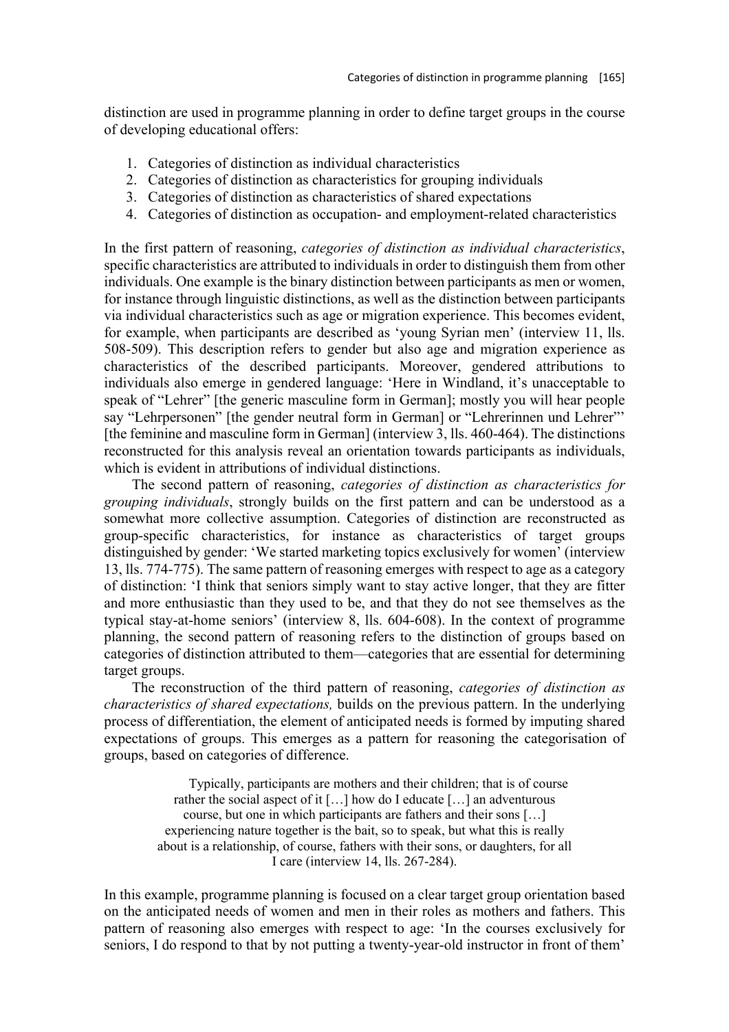distinction are used in programme planning in order to define target groups in the course of developing educational offers:

1. Categories of distinction as individual characteristics
2. Categories of distinction as characteristics for grouping individuals
3. Categories of distinction as characteristics of shared expectations
4. Categories of distinction as occupation- and employment-related characteristics

In the first pattern of reasoning, *categories of distinction as individual characteristics*, specific characteristics are attributed to individuals in order to distinguish them from other individuals. One example is the binary distinction between participants as men or women, for instance through linguistic distinctions, as well as the distinction between participants via individual characteristics such as age or migration experience. This becomes evident, for example, when participants are described as 'young Syrian men' (interview 11, lls. 508-509). This description refers to gender but also age and migration experience as characteristics of the described participants. Moreover, gendered attributions to individuals also emerge in gendered language: 'Here in Windland, it's unacceptable to speak of "Lehrer" [the generic masculine form in German]; mostly you will hear people say "Lehrpersonen" [the gender neutral form in German] or "Lehrerinnen und Lehrer"' [the feminine and masculine form in German] (interview 3, lls. 460-464). The distinctions reconstructed for this analysis reveal an orientation towards participants as individuals, which is evident in attributions of individual distinctions.

The second pattern of reasoning, *categories of distinction as characteristics for grouping individuals*, strongly builds on the first pattern and can be understood as a somewhat more collective assumption. Categories of distinction are reconstructed as group-specific characteristics, for instance as characteristics of target groups distinguished by gender: 'We started marketing topics exclusively for women' (interview 13, lls. 774-775). The same pattern of reasoning emerges with respect to age as a category of distinction: 'I think that seniors simply want to stay active longer, that they are fitter and more enthusiastic than they used to be, and that they do not see themselves as the typical stay-at-home seniors' (interview 8, lls. 604-608). In the context of programme planning, the second pattern of reasoning refers to the distinction of groups based on categories of distinction attributed to them—categories that are essential for determining target groups.

The reconstruction of the third pattern of reasoning, *categories of distinction as characteristics of shared expectations,* builds on the previous pattern. In the underlying process of differentiation, the element of anticipated needs is formed by imputing shared expectations of groups. This emerges as a pattern for reasoning the categorisation of groups, based on categories of difference.

> Typically, participants are mothers and their children; that is of course rather the social aspect of it […] how do I educate […] an adventurous course, but one in which participants are fathers and their sons […] experiencing nature together is the bait, so to speak, but what this is really about is a relationship, of course, fathers with their sons, or daughters, for all I care (interview 14, lls. 267-284).

In this example, programme planning is focused on a clear target group orientation based on the anticipated needs of women and men in their roles as mothers and fathers. This pattern of reasoning also emerges with respect to age: 'In the courses exclusively for seniors, I do respond to that by not putting a twenty-year-old instructor in front of them'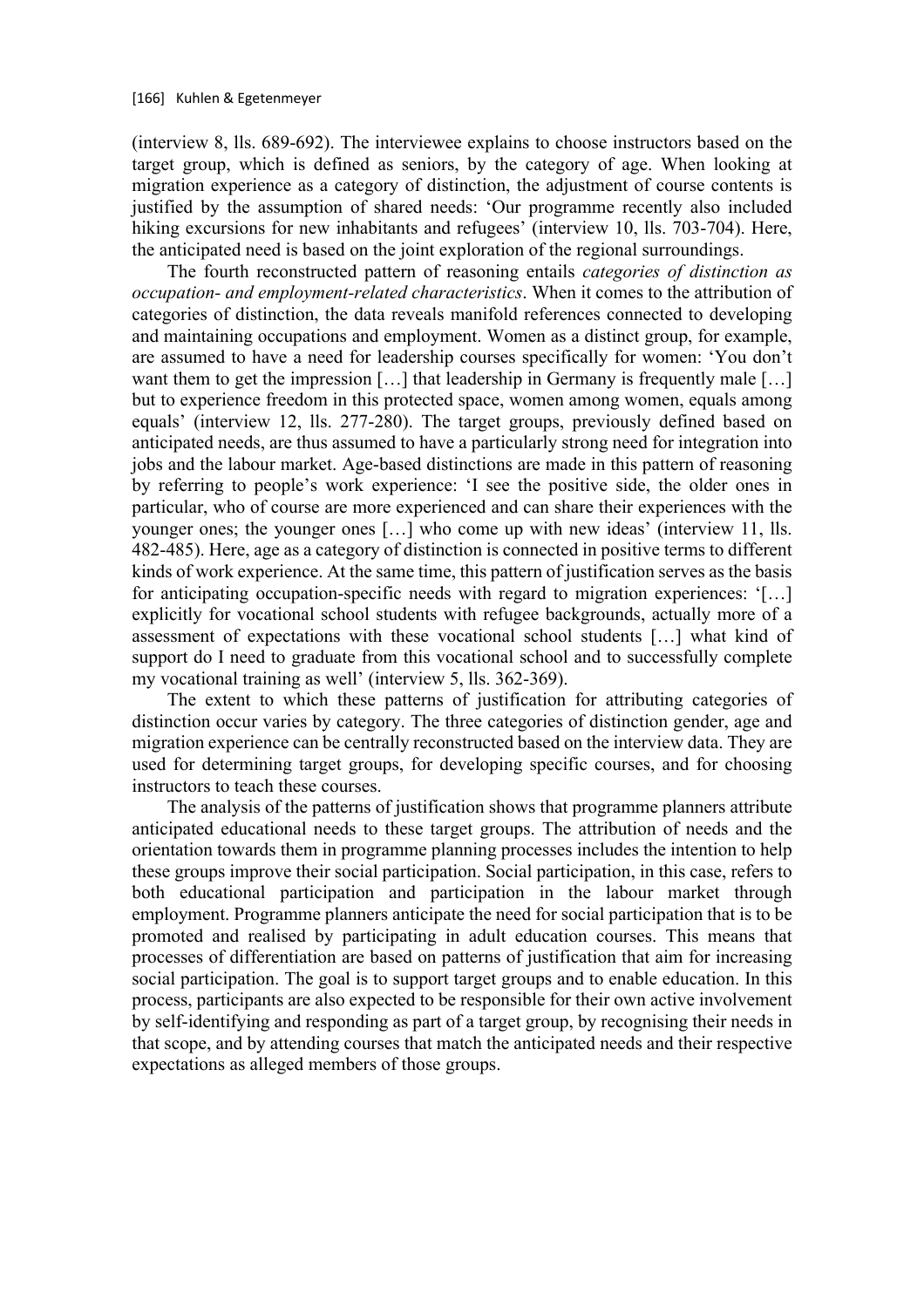(interview 8, lls. 689-692). The interviewee explains to choose instructors based on the target group, which is defined as seniors, by the category of age. When looking at migration experience as a category of distinction, the adjustment of course contents is justified by the assumption of shared needs: 'Our programme recently also included hiking excursions for new inhabitants and refugees' (interview 10, lls. 703-704). Here, the anticipated need is based on the joint exploration of the regional surroundings.

The fourth reconstructed pattern of reasoning entails *categories of distinction as occupation- and employment-related characteristics*. When it comes to the attribution of categories of distinction, the data reveals manifold references connected to developing and maintaining occupations and employment. Women as a distinct group, for example, are assumed to have a need for leadership courses specifically for women: 'You don't want them to get the impression […] that leadership in Germany is frequently male […] but to experience freedom in this protected space, women among women, equals among equals' (interview 12, lls. 277-280). The target groups, previously defined based on anticipated needs, are thus assumed to have a particularly strong need for integration into jobs and the labour market. Age-based distinctions are made in this pattern of reasoning by referring to people's work experience: 'I see the positive side, the older ones in particular, who of course are more experienced and can share their experiences with the younger ones; the younger ones […] who come up with new ideas' (interview 11, lls. 482-485). Here, age as a category of distinction is connected in positive terms to different kinds of work experience. At the same time, this pattern of justification serves as the basis for anticipating occupation-specific needs with regard to migration experiences: '[…] explicitly for vocational school students with refugee backgrounds, actually more of a assessment of expectations with these vocational school students […] what kind of support do I need to graduate from this vocational school and to successfully complete my vocational training as well' (interview 5, lls. 362-369).

The extent to which these patterns of justification for attributing categories of distinction occur varies by category. The three categories of distinction gender, age and migration experience can be centrally reconstructed based on the interview data. They are used for determining target groups, for developing specific courses, and for choosing instructors to teach these courses.

The analysis of the patterns of justification shows that programme planners attribute anticipated educational needs to these target groups. The attribution of needs and the orientation towards them in programme planning processes includes the intention to help these groups improve their social participation. Social participation, in this case, refers to both educational participation and participation in the labour market through employment. Programme planners anticipate the need for social participation that is to be promoted and realised by participating in adult education courses. This means that processes of differentiation are based on patterns of justification that aim for increasing social participation. The goal is to support target groups and to enable education. In this process, participants are also expected to be responsible for their own active involvement by self-identifying and responding as part of a target group, by recognising their needs in that scope, and by attending courses that match the anticipated needs and their respective expectations as alleged members of those groups.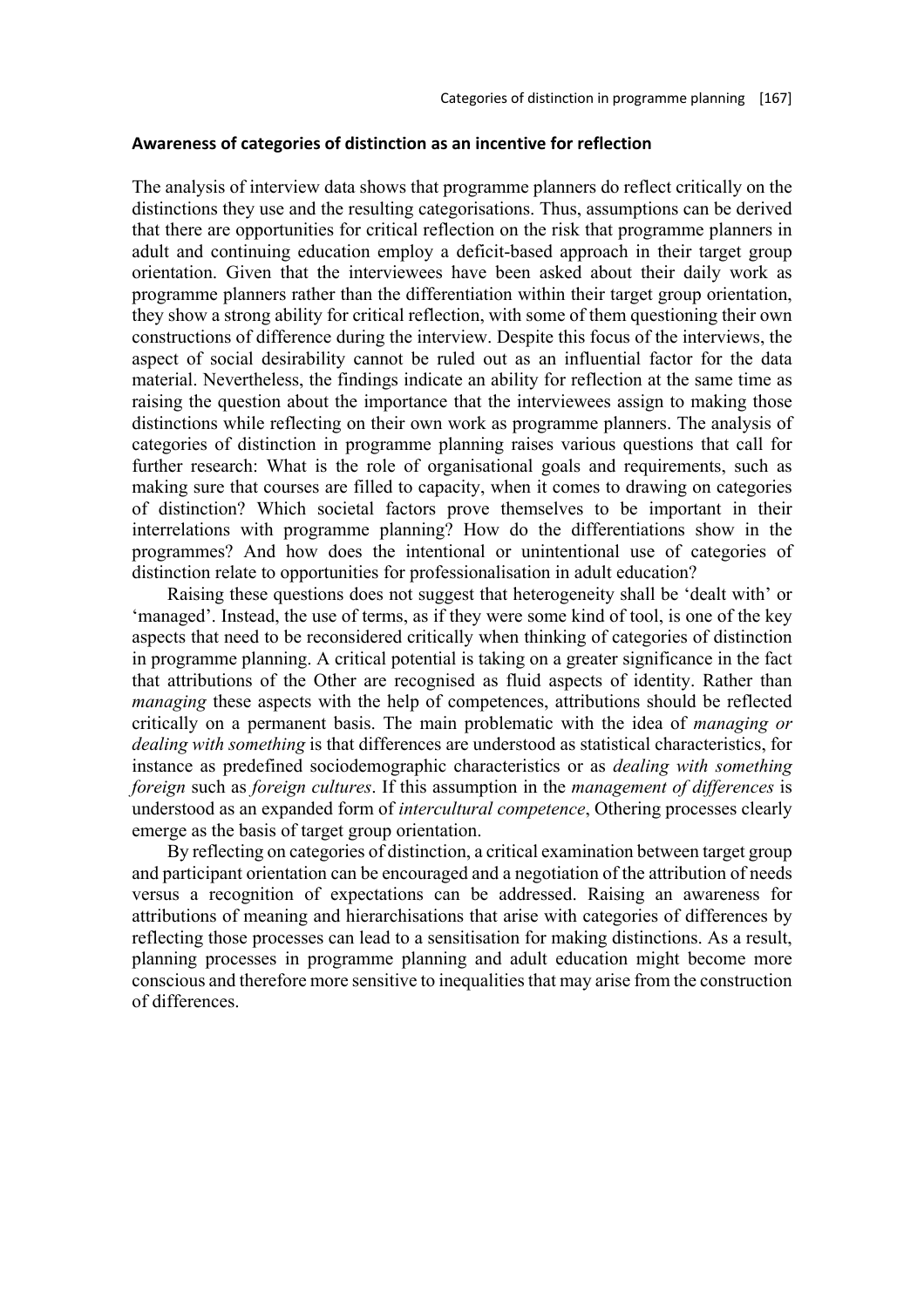### Awareness of categories of distinction as an incentive for reflection

The analysis of interview data shows that programme planners do reflect critically on the distinctions they use and the resulting categorisations. Thus, assumptions can be derived that there are opportunities for critical reflection on the risk that programme planners in adult and continuing education employ a deficit-based approach in their target group orientation. Given that the interviewees have been asked about their daily work as programme planners rather than the differentiation within their target group orientation, they show a strong ability for critical reflection, with some of them questioning their own constructions of difference during the interview. Despite this focus of the interviews, the aspect of social desirability cannot be ruled out as an influential factor for the data material. Nevertheless, the findings indicate an ability for reflection at the same time as raising the question about the importance that the interviewees assign to making those distinctions while reflecting on their own work as programme planners. The analysis of categories of distinction in programme planning raises various questions that call for further research: What is the role of organisational goals and requirements, such as making sure that courses are filled to capacity, when it comes to drawing on categories of distinction? Which societal factors prove themselves to be important in their interrelations with programme planning? How do the differentiations show in the programmes? And how does the intentional or unintentional use of categories of distinction relate to opportunities for professionalisation in adult education?

Raising these questions does not suggest that heterogeneity shall be 'dealt with' or 'managed'. Instead, the use of terms, as if they were some kind of tool, is one of the key aspects that need to be reconsidered critically when thinking of categories of distinction in programme planning. A critical potential is taking on a greater significance in the fact that attributions of the Other are recognised as fluid aspects of identity. Rather than *managing* these aspects with the help of competences, attributions should be reflected critically on a permanent basis. The main problematic with the idea of *managing or dealing with something* is that differences are understood as statistical characteristics, for instance as predefined sociodemographic characteristics or as *dealing with something foreign* such as *foreign cultures*. If this assumption in the *management of differences* is understood as an expanded form of *intercultural competence*, Othering processes clearly emerge as the basis of target group orientation.

By reflecting on categories of distinction, a critical examination between target group and participant orientation can be encouraged and a negotiation of the attribution of needs versus a recognition of expectations can be addressed. Raising an awareness for attributions of meaning and hierarchisations that arise with categories of differences by reflecting those processes can lead to a sensitisation for making distinctions. As a result, planning processes in programme planning and adult education might become more conscious and therefore more sensitive to inequalities that may arise from the construction of differences.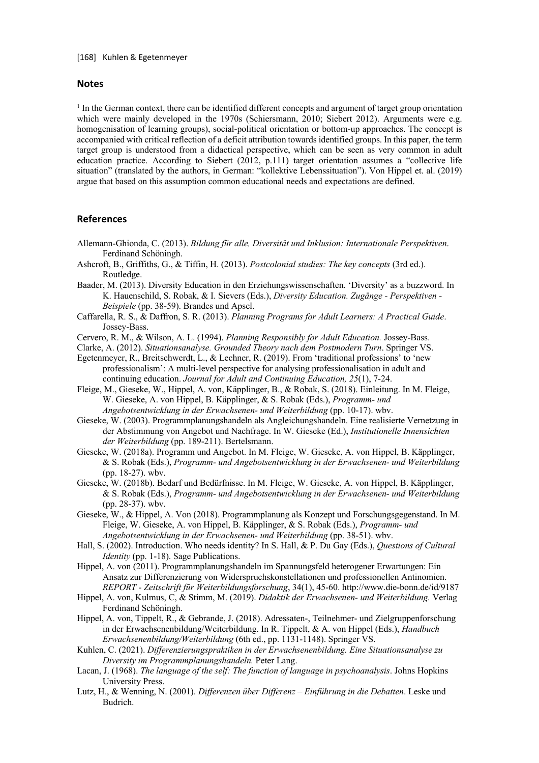## Notes

[1] In the German context, there can be identified different concepts and argument of target group orientation which were mainly developed in the 1970s (Schiersmann, 2010; Siebert 2012). Arguments were e.g. homogenisation of learning groups), social-political orientation or bottom-up approaches. The concept is accompanied with critical reflection of a deficit attribution towards identified groups. In this paper, the term target group is understood from a didactical perspective, which can be seen as very common in adult education practice. According to Siebert (2012, p.111) target orientation assumes a "collective life situation" (translated by the authors, in German: "kollektive Lebenssituation"). Von Hippel et. al. (2019) argue that based on this assumption common educational needs and expectations are defined.

## References

Allemann-Ghionda, C. (2013). *Bildung für alle, Diversität und Inklusion: Internationale Perspektiven*. Ferdinand Schöningh.

Ashcroft, B., Griffiths, G., & Tiffin, H. (2013). *Postcolonial studies: The key concepts* (3rd ed.). Routledge.

Baader, M. (2013). Diversity Education in den Erziehungswissenschaften. 'Diversity' as a buzzword. In K. Hauenschild, S. Robak, & I. Sievers (Eds.), *Diversity Education. Zugänge - Perspektiven - Beispiele* (pp. 38-59). Brandes und Apsel.

Caffarella, R. S., & Daffron, S. R. (2013). *Planning Programs for Adult Learners: A Practical Guide*. Jossey-Bass.

Cervero, R. M., & Wilson, A. L. (1994). *Planning Responsibly for Adult Education.* Jossey-Bass.

Clarke, A. (2012). *Situationsanalyse. Grounded Theory nach dem Postmodern Turn*. Springer VS.

Egetenmeyer, R., Breitschwerdt, L., & Lechner, R. (2019). From 'traditional professions' to 'new professionalism': A multi-level perspective for analysing professionalisation in adult and continuing education. *Journal for Adult and Continuing Education, 25*(1), 7-24.

Fleige, M., Gieseke, W., Hippel, A. von, Käpplinger, B., & Robak, S. (2018). Einleitung. In M. Fleige, W. Gieseke, A. von Hippel, B. Käpplinger, & S. Robak (Eds.), *Programm- und Angebotsentwicklung in der Erwachsenen- und Weiterbildung* (pp. 10-17). wbv.

Gieseke, W. (2003). Programmplanungshandeln als Angleichungshandeln. Eine realisierte Vernetzung in der Abstimmung von Angebot und Nachfrage. In W. Gieseke (Ed.), *Institutionelle Innensichten der Weiterbildung* (pp. 189-211). Bertelsmann.

Gieseke, W. (2018a). Programm und Angebot. In M. Fleige, W. Gieseke, A. von Hippel, B. Käpplinger, & S. Robak (Eds.), *Programm- und Angebotsentwicklung in der Erwachsenen- und Weiterbildung* (pp. 18-27). wbv.

Gieseke, W. (2018b). Bedarf und Bedürfnisse. In M. Fleige, W. Gieseke, A. von Hippel, B. Käpplinger, & S. Robak (Eds.), *Programm- und Angebotsentwicklung in der Erwachsenen- und Weiterbildung* (pp. 28-37). wbv.

Gieseke, W., & Hippel, A. Von (2018). Programmplanung als Konzept und Forschungsgegenstand. In M. Fleige, W. Gieseke, A. von Hippel, B. Käpplinger, & S. Robak (Eds.), *Programm- und Angebotsentwicklung in der Erwachsenen- und Weiterbildung* (pp. 38-51). wbv.

Hall, S. (2002). Introduction. Who needs identity? In S. Hall, & P. Du Gay (Eds.), *Questions of Cultural Identity* (pp. 1-18). Sage Publications.

Hippel, A. von (2011). Programmplanungshandeln im Spannungsfeld heterogener Erwartungen: Ein Ansatz zur Differenzierung von Widerspruchskonstellationen und professionellen Antinomien. *REPORT - Zeitschrift für Weiterbildungsforschung*, 34(1), 45-60. http://www.die-bonn.de/id/9187

Hippel, A. von, Kulmus, C, & Stimm, M. (2019). *Didaktik der Erwachsenen- und Weiterbildung.* Verlag Ferdinand Schöningh.

Hippel, A. von, Tippelt, R., & Gebrande, J. (2018). Adressaten-, Teilnehmer- und Zielgruppenforschung in der Erwachsenenbildung/Weiterbildung. In R. Tippelt, & A. von Hippel (Eds.), *Handbuch Erwachsenenbildung/Weiterbildung* (6th ed., pp. 1131-1148). Springer VS.

Kuhlen, C. (2021). *Differenzierungspraktiken in der Erwachsenenbildung. Eine Situationsanalyse zu Diversity im Programmplanungshandeln.* Peter Lang.

Lacan, J. (1968). *The language of the self: The function of language in psychoanalysis*. Johns Hopkins University Press.

Lutz, H., & Wenning, N. (2001). *Differenzen über Differenz – Einführung in die Debatten*. Leske und Budrich.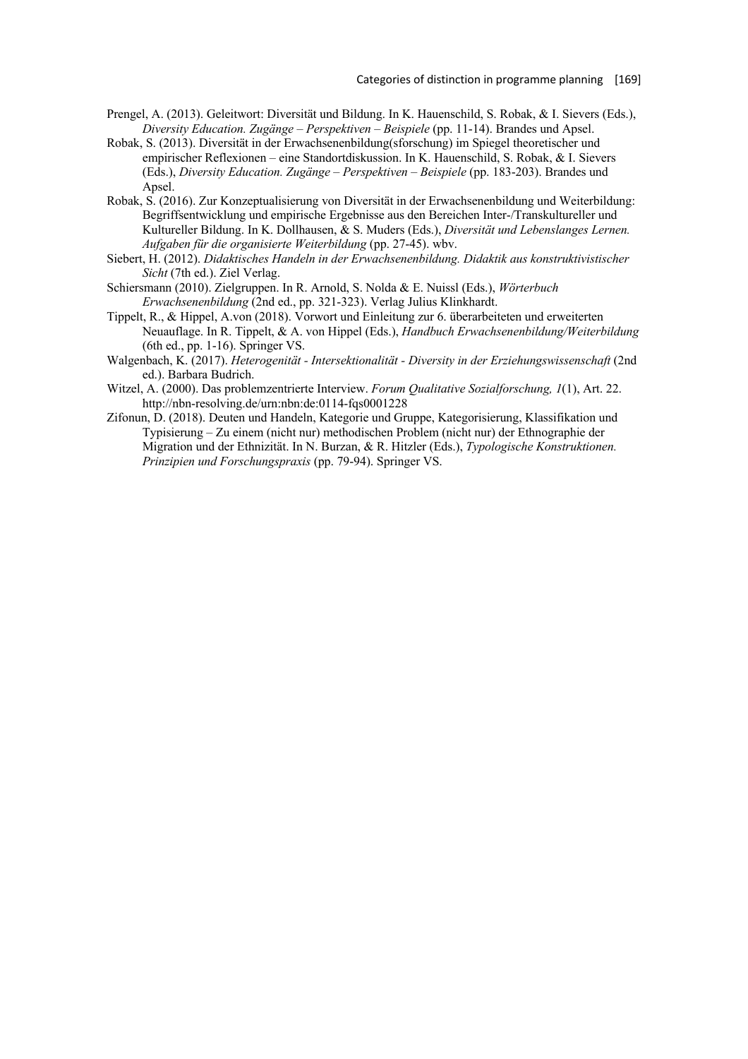Prengel, A. (2013). Geleitwort: Diversität und Bildung. In K. Hauenschild, S. Robak, & I. Sievers (Eds.), *Diversity Education. Zugänge – Perspektiven – Beispiele* (pp. 11-14). Brandes und Apsel.

Robak, S. (2013). Diversität in der Erwachsenenbildung(sforschung) im Spiegel theoretischer und empirischer Reflexionen – eine Standortdiskussion. In K. Hauenschild, S. Robak, & I. Sievers (Eds.), *Diversity Education. Zugänge – Perspektiven – Beispiele* (pp. 183-203). Brandes und Apsel.

Robak, S. (2016). Zur Konzeptualisierung von Diversität in der Erwachsenenbildung und Weiterbildung: Begriffsentwicklung und empirische Ergebnisse aus den Bereichen Inter-/Transkultureller und Kultureller Bildung. In K. Dollhausen, & S. Muders (Eds.), *Diversität und Lebenslanges Lernen. Aufgaben für die organisierte Weiterbildung* (pp. 27-45). wbv.

Siebert, H. (2012). *Didaktisches Handeln in der Erwachsenenbildung. Didaktik aus konstruktivistischer Sicht* (7th ed.). Ziel Verlag.

Schiersmann (2010). Zielgruppen. In R. Arnold, S. Nolda & E. Nuissl (Eds.), *Wörterbuch Erwachsenenbildung* (2nd ed., pp. 321-323). Verlag Julius Klinkhardt.

Tippelt, R., & Hippel, A.von (2018). Vorwort und Einleitung zur 6. überarbeiteten und erweiterten Neuauflage. In R. Tippelt, & A. von Hippel (Eds.), *Handbuch Erwachsenenbildung/Weiterbildung* (6th ed., pp. 1-16). Springer VS.

Walgenbach, K. (2017). *Heterogenität - Intersektionalität - Diversity in der Erziehungswissenschaft* (2nd ed.). Barbara Budrich.

Witzel, A. (2000). Das problemzentrierte Interview. *Forum Qualitative Sozialforschung, 1*(1), Art. 22. http://nbn-resolving.de/urn:nbn:de:0114-fqs0001228

Zifonun, D. (2018). Deuten und Handeln, Kategorie und Gruppe, Kategorisierung, Klassifikation und Typisierung – Zu einem (nicht nur) methodischen Problem (nicht nur) der Ethnographie der Migration und der Ethnizität. In N. Burzan, & R. Hitzler (Eds.), *Typologische Konstruktionen. Prinzipien und Forschungspraxis* (pp. 79-94). Springer VS.